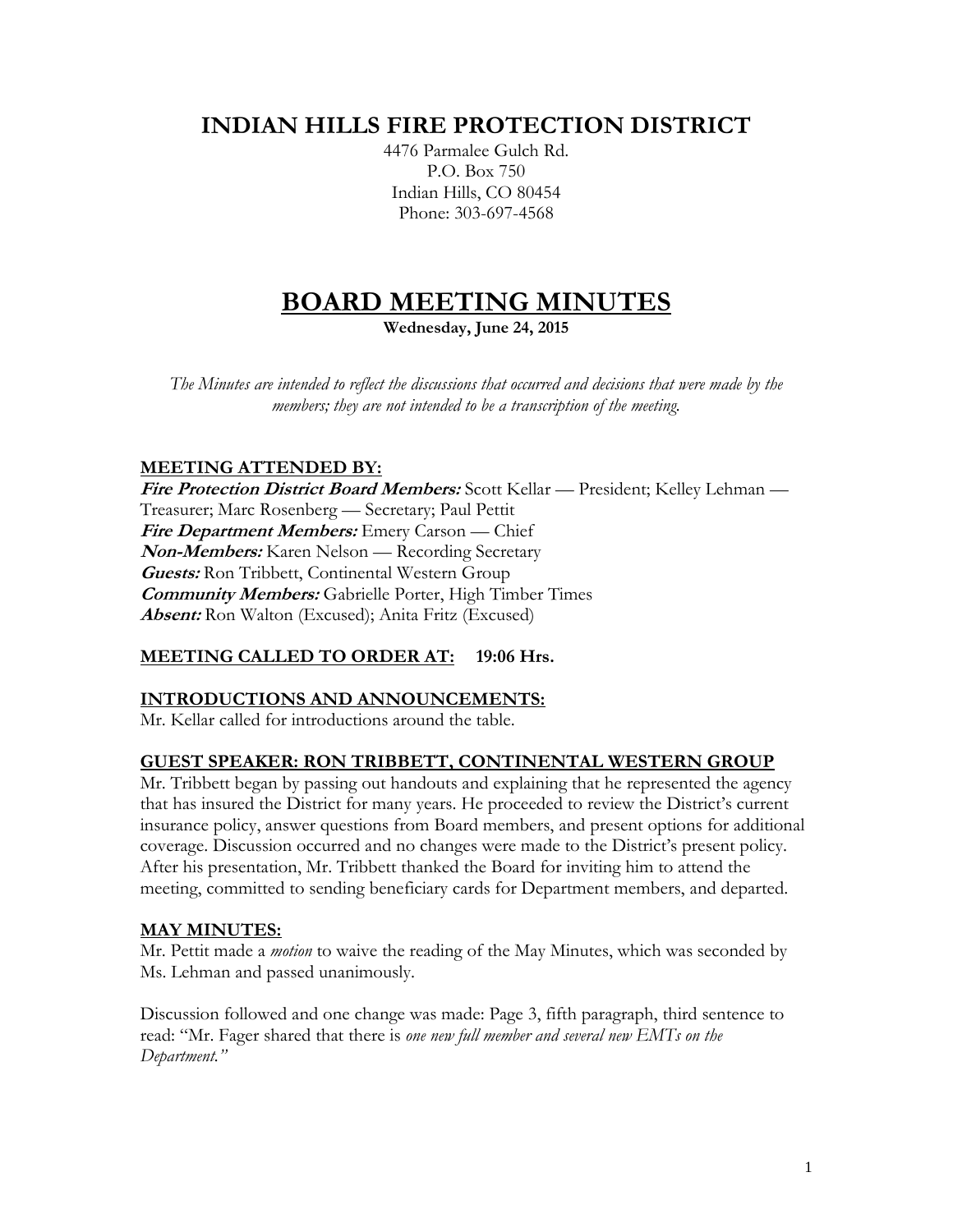# INDIAN HILLS FIRE PROTECTION DISTRICT

4476 Parmalee Gulch Rd.
P.O. Box 750
Indian Hills, CO 80454
Phone: 303-697-4568

# BOARD MEETING MINUTES

**Wednesday, June 24, 2015**

*The Minutes are intended to reflect the discussions that occurred and decisions that were made by the members; they are not intended to be a transcription of the meeting.*

## MEETING ATTENDED BY:

***Fire Protection District Board Members:*** Scott Kellar — President; Kelley Lehman — Treasurer; Marc Rosenberg — Secretary; Paul Pettit
***Fire Department Members:*** Emery Carson — Chief
***Non-Members:*** Karen Nelson — Recording Secretary
***Guests:*** Ron Tribbett, Continental Western Group
***Community Members:*** Gabrielle Porter, High Timber Times
***Absent:*** Ron Walton (Excused); Anita Fritz (Excused)

## MEETING CALLED TO ORDER AT: 19:06 Hrs.

## INTRODUCTIONS AND ANNOUNCEMENTS:

Mr. Kellar called for introductions around the table.

## GUEST SPEAKER: RON TRIBBETT, CONTINENTAL WESTERN GROUP

Mr. Tribbett began by passing out handouts and explaining that he represented the agency that has insured the District for many years. He proceeded to review the District's current insurance policy, answer questions from Board members, and present options for additional coverage. Discussion occurred and no changes were made to the District's present policy. After his presentation, Mr. Tribbett thanked the Board for inviting him to attend the meeting, committed to sending beneficiary cards for Department members, and departed.

## MAY MINUTES:

Mr. Pettit made a *motion* to waive the reading of the May Minutes, which was seconded by Ms. Lehman and passed unanimously.

Discussion followed and one change was made: Page 3, fifth paragraph, third sentence to read: "Mr. Fager shared that there is *one new full member and several new EMTs on the Department."*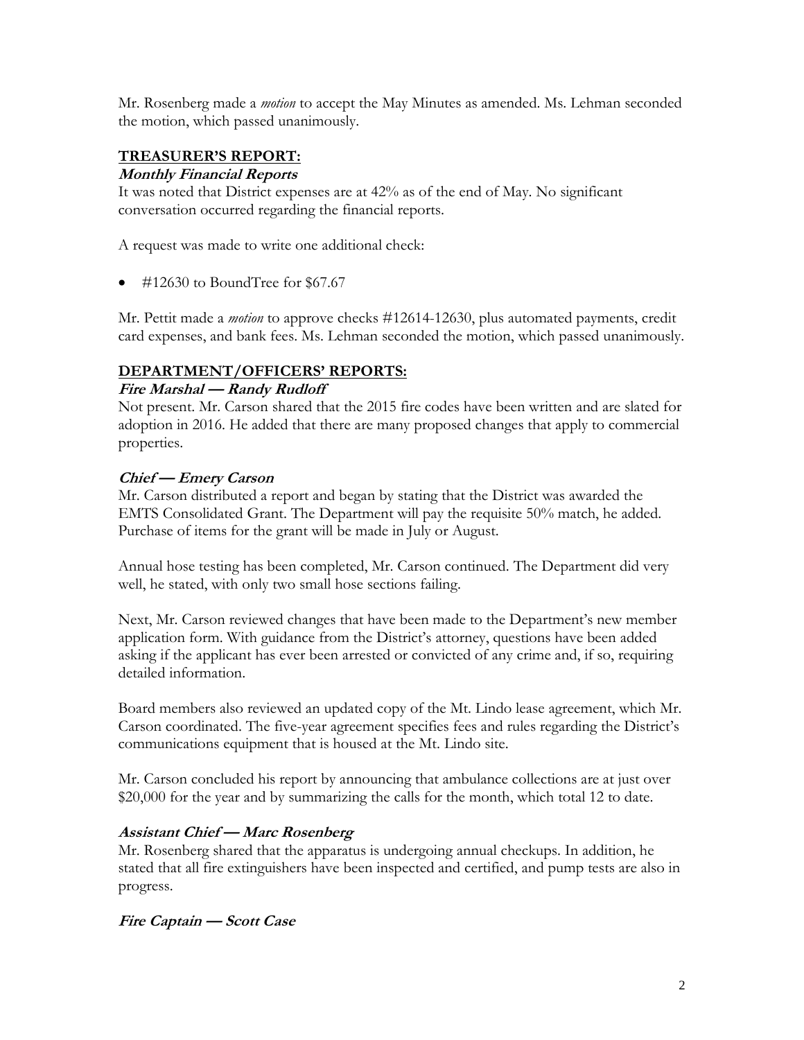Mr. Rosenberg made a *motion* to accept the May Minutes as amended. Ms. Lehman seconded the motion, which passed unanimously.

## TREASURER'S REPORT:

### *Monthly Financial Reports*

It was noted that District expenses are at 42% as of the end of May. No significant conversation occurred regarding the financial reports.

A request was made to write one additional check:

- #12630 to BoundTree for $67.67

Mr. Pettit made a *motion* to approve checks #12614-12630, plus automated payments, credit card expenses, and bank fees. Ms. Lehman seconded the motion, which passed unanimously.

## DEPARTMENT/OFFICERS' REPORTS:

### *Fire Marshal — Randy Rudloff*

Not present. Mr. Carson shared that the 2015 fire codes have been written and are slated for adoption in 2016. He added that there are many proposed changes that apply to commercial properties.

### *Chief — Emery Carson*

Mr. Carson distributed a report and began by stating that the District was awarded the EMTS Consolidated Grant. The Department will pay the requisite 50% match, he added. Purchase of items for the grant will be made in July or August.

Annual hose testing has been completed, Mr. Carson continued. The Department did very well, he stated, with only two small hose sections failing.

Next, Mr. Carson reviewed changes that have been made to the Department's new member application form. With guidance from the District's attorney, questions have been added asking if the applicant has ever been arrested or convicted of any crime and, if so, requiring detailed information.

Board members also reviewed an updated copy of the Mt. Lindo lease agreement, which Mr. Carson coordinated. The five-year agreement specifies fees and rules regarding the District's communications equipment that is housed at the Mt. Lindo site.

Mr. Carson concluded his report by announcing that ambulance collections are at just over $20,000 for the year and by summarizing the calls for the month, which total 12 to date.

### *Assistant Chief — Marc Rosenberg*

Mr. Rosenberg shared that the apparatus is undergoing annual checkups. In addition, he stated that all fire extinguishers have been inspected and certified, and pump tests are also in progress.

### *Fire Captain — Scott Case*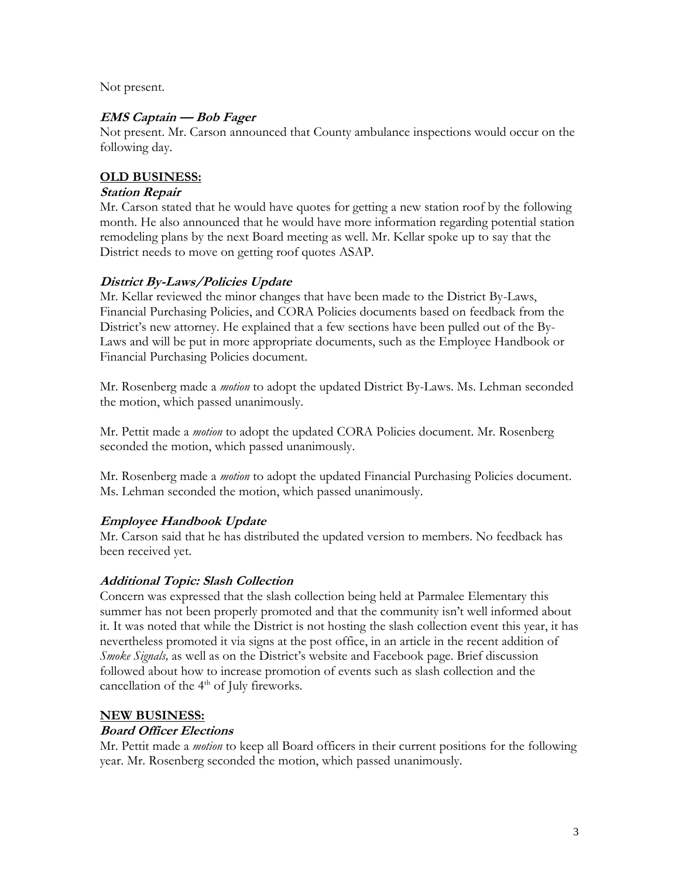Not present.

***EMS Captain — Bob Fager***

Not present. Mr. Carson announced that County ambulance inspections would occur on the following day.

## OLD BUSINESS:

***Station Repair***

Mr. Carson stated that he would have quotes for getting a new station roof by the following month. He also announced that he would have more information regarding potential station remodeling plans by the next Board meeting as well. Mr. Kellar spoke up to say that the District needs to move on getting roof quotes ASAP.

***District By-Laws/Policies Update***

Mr. Kellar reviewed the minor changes that have been made to the District By-Laws, Financial Purchasing Policies, and CORA Policies documents based on feedback from the District's new attorney. He explained that a few sections have been pulled out of the By-Laws and will be put in more appropriate documents, such as the Employee Handbook or Financial Purchasing Policies document.

Mr. Rosenberg made a *motion* to adopt the updated District By-Laws. Ms. Lehman seconded the motion, which passed unanimously.

Mr. Pettit made a *motion* to adopt the updated CORA Policies document. Mr. Rosenberg seconded the motion, which passed unanimously.

Mr. Rosenberg made a *motion* to adopt the updated Financial Purchasing Policies document. Ms. Lehman seconded the motion, which passed unanimously.

***Employee Handbook Update***

Mr. Carson said that he has distributed the updated version to members. No feedback has been received yet.

***Additional Topic: Slash Collection***

Concern was expressed that the slash collection being held at Parmalee Elementary this summer has not been properly promoted and that the community isn't well informed about it. It was noted that while the District is not hosting the slash collection event this year, it has nevertheless promoted it via signs at the post office, in an article in the recent addition of *Smoke Signals,* as well as on the District's website and Facebook page. Brief discussion followed about how to increase promotion of events such as slash collection and the cancellation of the 4th of July fireworks.

## NEW BUSINESS:

***Board Officer Elections***

Mr. Pettit made a *motion* to keep all Board officers in their current positions for the following year. Mr. Rosenberg seconded the motion, which passed unanimously.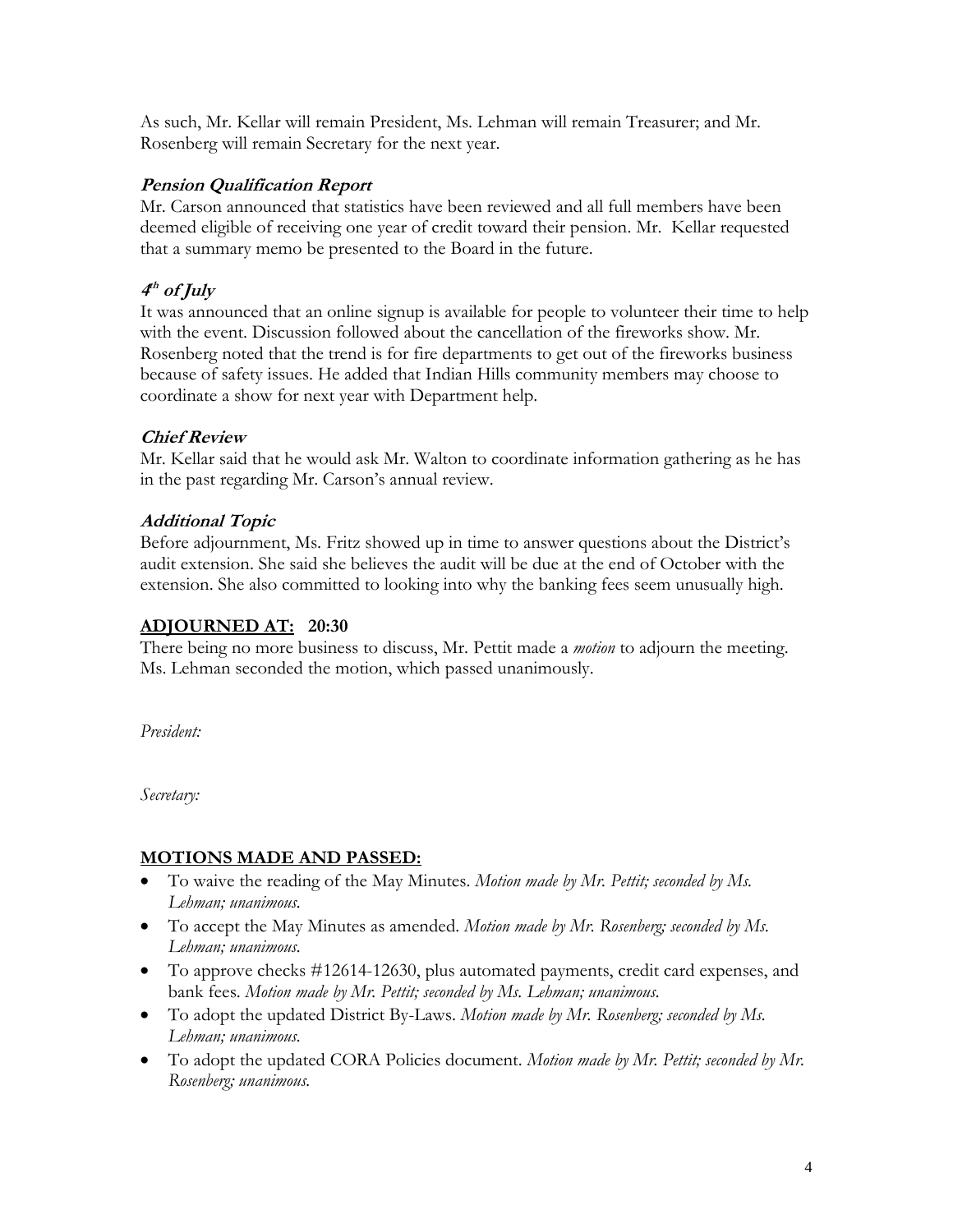As such, Mr. Kellar will remain President, Ms. Lehman will remain Treasurer; and Mr. Rosenberg will remain Secretary for the next year.

### ***Pension Qualification Report***

Mr. Carson announced that statistics have been reviewed and all full members have been deemed eligible of receiving one year of credit toward their pension. Mr. Kellar requested that a summary memo be presented to the Board in the future.

### ***4th of July***

It was announced that an online signup is available for people to volunteer their time to help with the event. Discussion followed about the cancellation of the fireworks show. Mr. Rosenberg noted that the trend is for fire departments to get out of the fireworks business because of safety issues. He added that Indian Hills community members may choose to coordinate a show for next year with Department help.

### ***Chief Review***

Mr. Kellar said that he would ask Mr. Walton to coordinate information gathering as he has in the past regarding Mr. Carson's annual review.

### ***Additional Topic***

Before adjournment, Ms. Fritz showed up in time to answer questions about the District's audit extension. She said she believes the audit will be due at the end of October with the extension. She also committed to looking into why the banking fees seem unusually high.

## **ADJOURNED AT: 20:30**

There being no more business to discuss, Mr. Pettit made a *motion* to adjourn the meeting. Ms. Lehman seconded the motion, which passed unanimously.

*President:*

*Secretary:*

## **MOTIONS MADE AND PASSED:**

- To waive the reading of the May Minutes. *Motion made by Mr. Pettit; seconded by Ms. Lehman; unanimous.*
- To accept the May Minutes as amended. *Motion made by Mr. Rosenberg; seconded by Ms. Lehman; unanimous.*
- To approve checks #12614-12630, plus automated payments, credit card expenses, and bank fees. *Motion made by Mr. Pettit; seconded by Ms. Lehman; unanimous.*
- To adopt the updated District By-Laws. *Motion made by Mr. Rosenberg; seconded by Ms. Lehman; unanimous.*
- To adopt the updated CORA Policies document. *Motion made by Mr. Pettit; seconded by Mr. Rosenberg; unanimous.*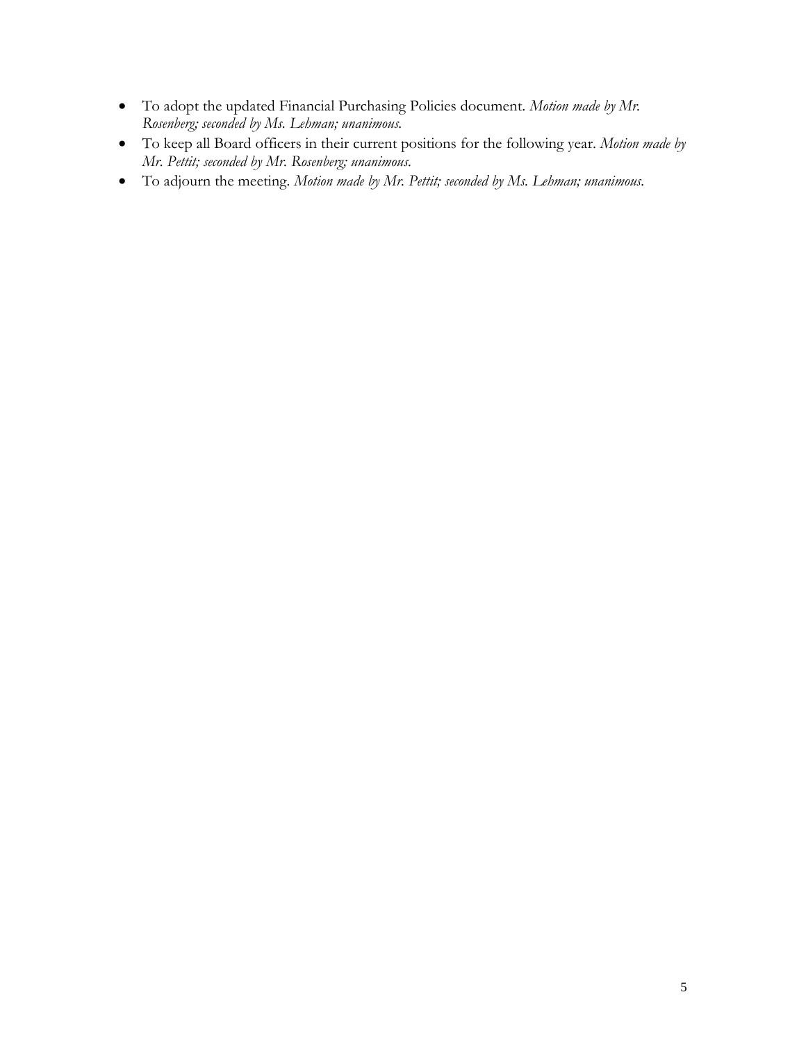- To adopt the updated Financial Purchasing Policies document. *Motion made by Mr. Rosenberg; seconded by Ms. Lehman; unanimous.*
- To keep all Board officers in their current positions for the following year. *Motion made by Mr. Pettit; seconded by Mr. Rosenberg; unanimous.*
- To adjourn the meeting. *Motion made by Mr. Pettit; seconded by Ms. Lehman; unanimous.*